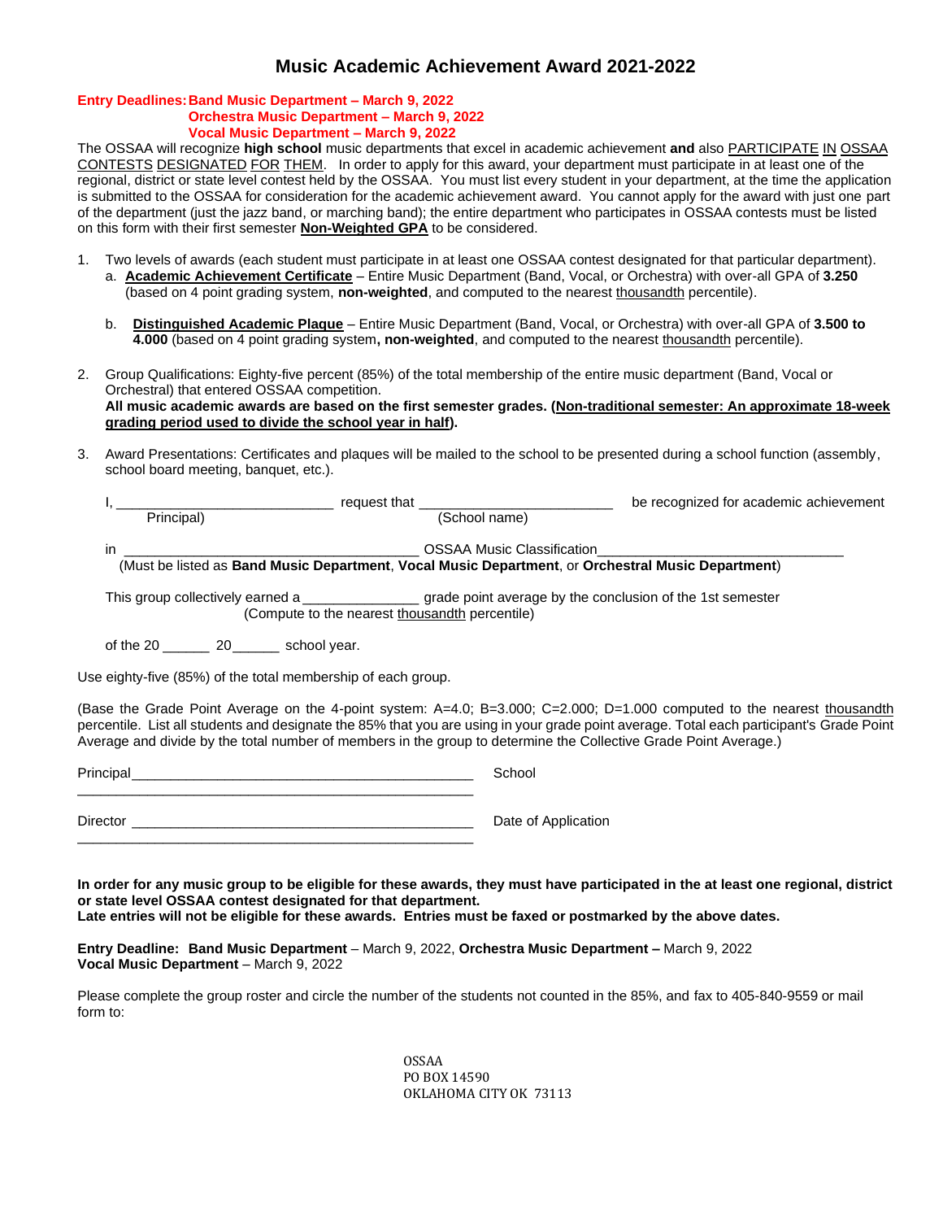# Music Academic Achievement Award 2021-2022

**Entry Deadlines: Band Music Department – March 9, 2022**
**Orchestra Music Department – March 9, 2022**
**Vocal Music Department – March 9, 2022**

The OSSAA will recognize **high school** music departments that excel in academic achievement **and** also PARTICIPATE IN OSSAA CONTESTS DESIGNATED FOR THEM. In order to apply for this award, your department must participate in at least one of the regional, district or state level contest held by the OSSAA. You must list every student in your department, at the time the application is submitted to the OSSAA for consideration for the academic achievement award. You cannot apply for the award with just one part of the department (just the jazz band, or marching band); the entire department who participates in OSSAA contests must be listed on this form with their first semester **Non-Weighted GPA** to be considered.

1. Two levels of awards (each student must participate in at least one OSSAA contest designated for that particular department).
   a. **Academic Achievement Certificate** – Entire Music Department (Band, Vocal, or Orchestra) with over-all GPA of **3.250** (based on 4 point grading system, **non-weighted**, and computed to the nearest thousandth percentile).

   b. **Distinguished Academic Plaque** – Entire Music Department (Band, Vocal, or Orchestra) with over-all GPA of **3.500 to 4.000** (based on 4 point grading system**, non-weighted**, and computed to the nearest thousandth percentile).

2. Group Qualifications: Eighty-five percent (85%) of the total membership of the entire music department (Band, Vocal or Orchestral) that entered OSSAA competition.
   **All music academic awards are based on the first semester grades. (Non-traditional semester: An approximate 18-week grading period used to divide the school year in half).**

3. Award Presentations: Certificates and plaques will be mailed to the school to be presented during a school function (assembly, school board meeting, banquet, etc.).

I, ____________________________ request that _________________________ be recognized for academic achievement
(Principal) (School name)

in ______________________________________ OSSAA Music Classification________________________________
(Must be listed as **Band Music Department**, **Vocal Music Department**, or **Orchestral Music Department**)

This group collectively earned a _______________ grade point average by the conclusion of the 1st semester
(Compute to the nearest thousandth percentile)

of the 20 ______ 20______ school year.

Use eighty-five (85%) of the total membership of each group.

(Base the Grade Point Average on the 4-point system: A=4.0; B=3.000; C=2.000; D=1.000 computed to the nearest thousandth percentile. List all students and designate the 85% that you are using in your grade point average. Total each participant's Grade Point Average and divide by the total number of members in the group to determine the Collective Grade Point Average.)

Principal____________________________________________ School
_____________________________________________________

Director ____________________________________________ Date of Application
_____________________________________________________

**In order for any music group to be eligible for these awards, they must have participated in the at least one regional, district or state level OSSAA contest designated for that department.**
**Late entries will not be eligible for these awards. Entries must be faxed or postmarked by the above dates.**

**Entry Deadline: Band Music Department** – March 9, 2022, **Orchestra Music Department –** March 9, 2022
**Vocal Music Department** – March 9, 2022

Please complete the group roster and circle the number of the students not counted in the 85%, and fax to 405-840-9559 or mail form to:

OSSAA
PO BOX 14590
OKLAHOMA CITY OK 73113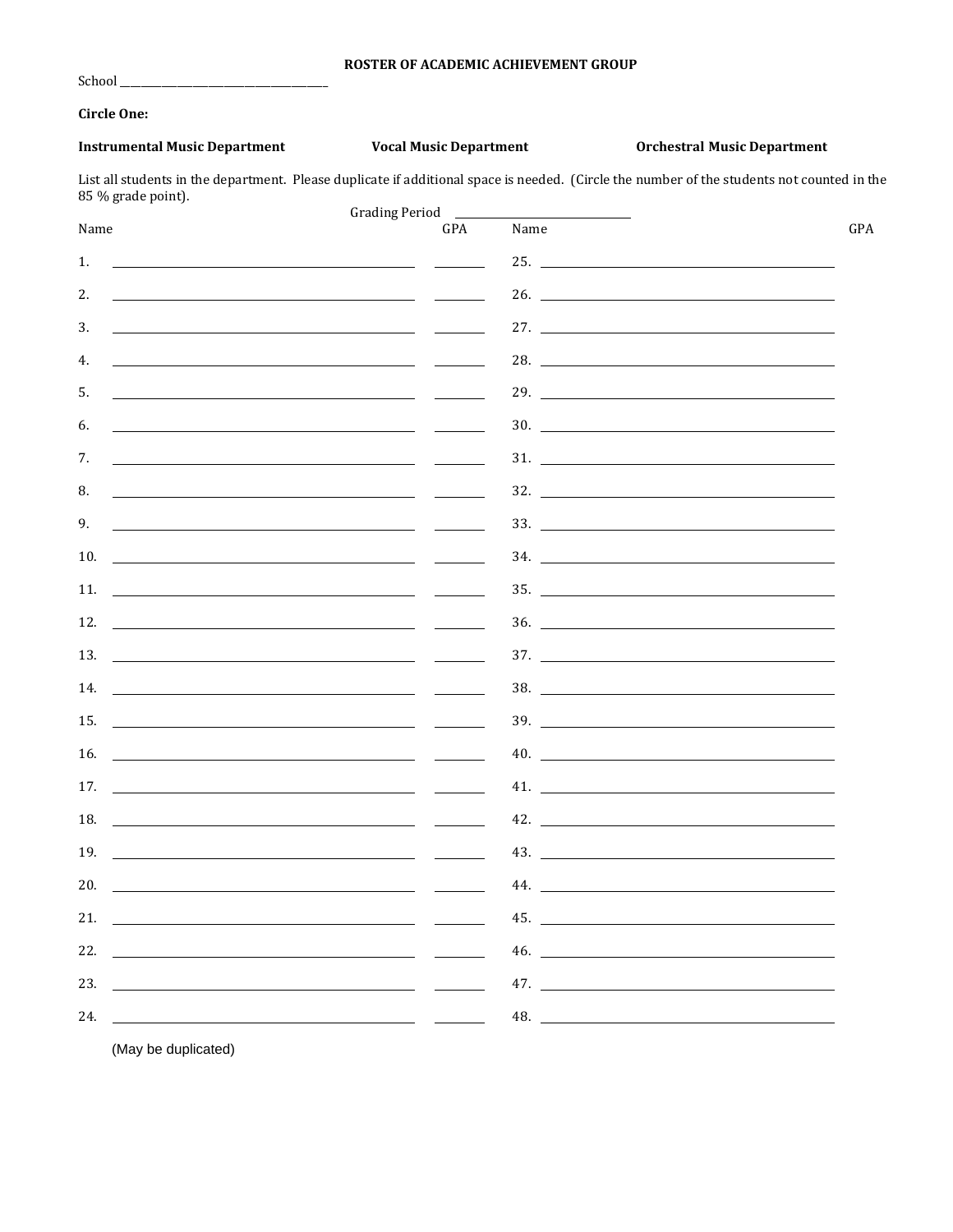**ROSTER OF ACADEMIC ACHIEVEMENT GROUP**

School ______________________________

**Circle One:**

**Instrumental Music Department** **Vocal Music Department** **Orchestral Music Department**

List all students in the department. Please duplicate if additional space is needed. (Circle the number of the students not counted in the 85 % grade point).

Grading Period ______________________

| Name | GPA | Name | GPA |
|---|---|---|---|
| 1. | | 25. | |
| 2. | | 26. | |
| 3. | | 27. | |
| 4. | | 28. | |
| 5. | | 29. | |
| 6. | | 30. | |
| 7. | | 31. | |
| 8. | | 32. | |
| 9. | | 33. | |
| 10. | | 34. | |
| 11. | | 35. | |
| 12. | | 36. | |
| 13. | | 37. | |
| 14. | | 38. | |
| 15. | | 39. | |
| 16. | | 40. | |
| 17. | | 41. | |
| 18. | | 42. | |
| 19. | | 43. | |
| 20. | | 44. | |
| 21. | | 45. | |
| 22. | | 46. | |
| 23. | | 47. | |
| 24. | | 48. | |

(May be duplicated)